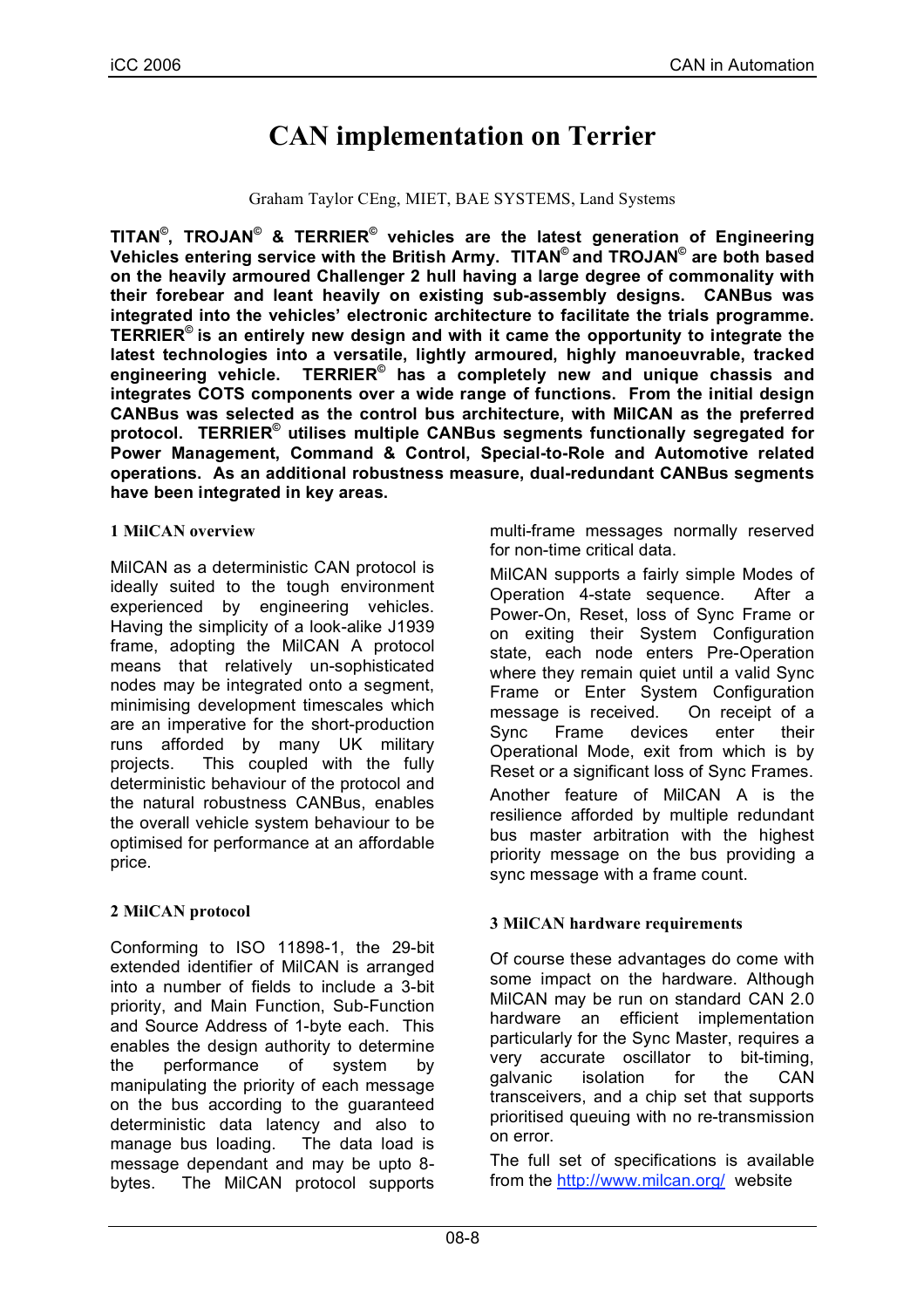# CAN implementation on Terrier

Graham Taylor CEng, MIET, BAE SYSTEMS, Land Systems

**TITAN©, TROJAN© & TERRIER© vehicles are the latest generation of Engineering Vehicles entering service with the British Army. TITAN© and TROJAN© are both based on the heavily armoured Challenger 2 hull having a large degree of commonality with their forebear and leant heavily on existing sub-assembly designs. CANBus was integrated into the vehicles' electronic architecture to facilitate the trials programme. TERRIER© is an entirely new design and with it came the opportunity to integrate the latest technologies into a versatile, lightly armoured, highly manoeuvrable, tracked engineering vehicle. TERRIER© has a completely new and unique chassis and integrates COTS components over a wide range of functions. From the initial design CANBus was selected as the control bus architecture, with MilCAN as the preferred protocol. TERRIER© utilises multiple CANBus segments functionally segregated for Power Management, Command & Control, Special-to-Role and Automotive related operations. As an additional robustness measure, dual-redundant CANBus segments have been integrated in key areas.**

## 1 MilCAN overview

MilCAN as a deterministic CAN protocol is ideally suited to the tough environment experienced by engineering vehicles. Having the simplicity of a look-alike J1939 frame, adopting the MilCAN A protocol means that relatively un-sophisticated nodes may be integrated onto a segment, minimising development timescales which are an imperative for the short-production runs afforded by many UK military projects. This coupled with the fully deterministic behaviour of the protocol and the natural robustness CANBus, enables the overall vehicle system behaviour to be optimised for performance at an affordable price.

## 2 MilCAN protocol

Conforming to ISO 11898-1, the 29-bit extended identifier of MilCAN is arranged into a number of fields to include a 3-bit priority, and Main Function, Sub-Function and Source Address of 1-byte each. This enables the design authority to determine the performance of system by manipulating the priority of each message on the bus according to the guaranteed deterministic data latency and also to manage bus loading. The data load is message dependant and may be upto 8-bytes. The MilCAN protocol supports multi-frame messages normally reserved for non-time critical data.

MilCAN supports a fairly simple Modes of Operation 4-state sequence. After a Power-On, Reset, loss of Sync Frame or on exiting their System Configuration state, each node enters Pre-Operation where they remain quiet until a valid Sync Frame or Enter System Configuration message is received. On receipt of a Sync Frame devices enter their Operational Mode, exit from which is by Reset or a significant loss of Sync Frames.

Another feature of MilCAN A is the resilience afforded by multiple redundant bus master arbitration with the highest priority message on the bus providing a sync message with a frame count.

## 3 MilCAN hardware requirements

Of course these advantages do come with some impact on the hardware. Although MilCAN may be run on standard CAN 2.0 hardware an efficient implementation particularly for the Sync Master, requires a very accurate oscillator to bit-timing, galvanic isolation for the CAN transceivers, and a chip set that supports prioritised queuing with no re-transmission on error.

The full set of specifications is available from the http://www.milcan.org/ website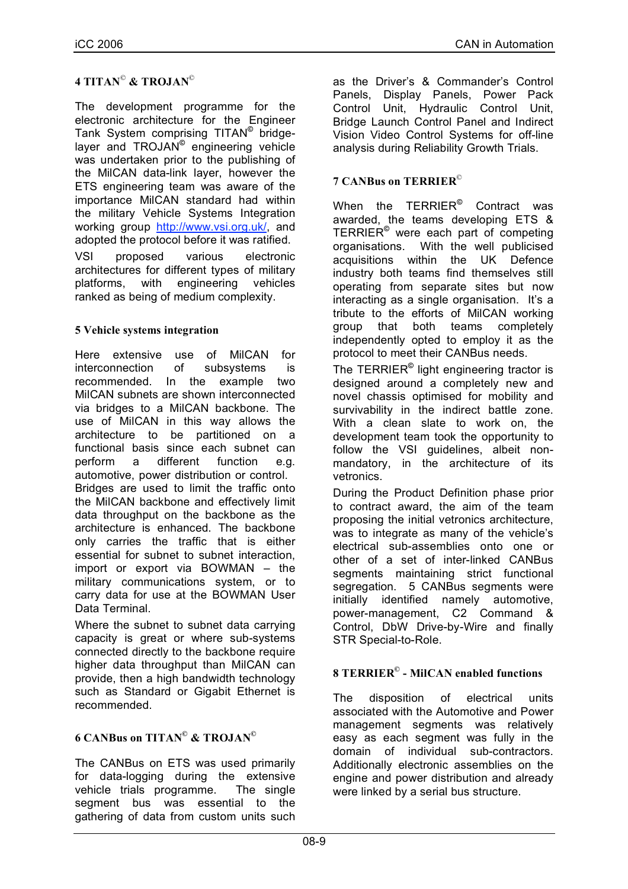## 4 TITAN© & TROJAN©

The development programme for the electronic architecture for the Engineer Tank System comprising TITAN® bridge-layer and TROJAN® engineering vehicle was undertaken prior to the publishing of the MilCAN data-link layer, however the ETS engineering team was aware of the importance MilCAN standard had within the military Vehicle Systems Integration working group http://www.vsi.org.uk/, and adopted the protocol before it was ratified.

VSI proposed various electronic architectures for different types of military platforms, with engineering vehicles ranked as being of medium complexity.

## 5 Vehicle systems integration

Here extensive use of MilCAN for interconnection of subsystems is recommended. In the example two MilCAN subnets are shown interconnected via bridges to a MilCAN backbone. The use of MilCAN in this way allows the architecture to be partitioned on a functional basis since each subnet can perform a different function e.g. automotive, power distribution or control. Bridges are used to limit the traffic onto the MilCAN backbone and effectively limit data throughput on the backbone as the architecture is enhanced. The backbone only carries the traffic that is either essential for subnet to subnet interaction, import or export via BOWMAN – the military communications system, or to carry data for use at the BOWMAN User Data Terminal.

Where the subnet to subnet data carrying capacity is great or where sub-systems connected directly to the backbone require higher data throughput than MilCAN can provide, then a high bandwidth technology such as Standard or Gigabit Ethernet is recommended.

## 6 CANBus on TITAN© & TROJAN©

The CANBus on ETS was used primarily for data-logging during the extensive vehicle trials programme. The single segment bus was essential to the gathering of data from custom units such as the Driver's & Commander's Control Panels, Display Panels, Power Pack Control Unit, Hydraulic Control Unit, Bridge Launch Control Panel and Indirect Vision Video Control Systems for off-line analysis during Reliability Growth Trials.

## 7 CANBus on TERRIER©

When the TERRIER® Contract was awarded, the teams developing ETS & TERRIER® were each part of competing organisations. With the well publicised acquisitions within the UK Defence industry both teams find themselves still operating from separate sites but now interacting as a single organisation. It's a tribute to the efforts of MilCAN working group that both teams completely independently opted to employ it as the protocol to meet their CANBus needs.

The TERRIER® light engineering tractor is designed around a completely new and novel chassis optimised for mobility and survivability in the indirect battle zone. With a clean slate to work on, the development team took the opportunity to follow the VSI guidelines, albeit non-mandatory, in the architecture of its vetronics.

During the Product Definition phase prior to contract award, the aim of the team proposing the initial vetronics architecture, was to integrate as many of the vehicle's electrical sub-assemblies onto one or other of a set of inter-linked CANBus segments maintaining strict functional segregation. 5 CANBus segments were initially identified namely automotive, power-management, C2 Command & Control, DbW Drive-by-Wire and finally STR Special-to-Role.

## 8 TERRIER© - MilCAN enabled functions

The disposition of electrical units associated with the Automotive and Power management segments was relatively easy as each segment was fully in the domain of individual sub-contractors. Additionally electronic assemblies on the engine and power distribution and already were linked by a serial bus structure.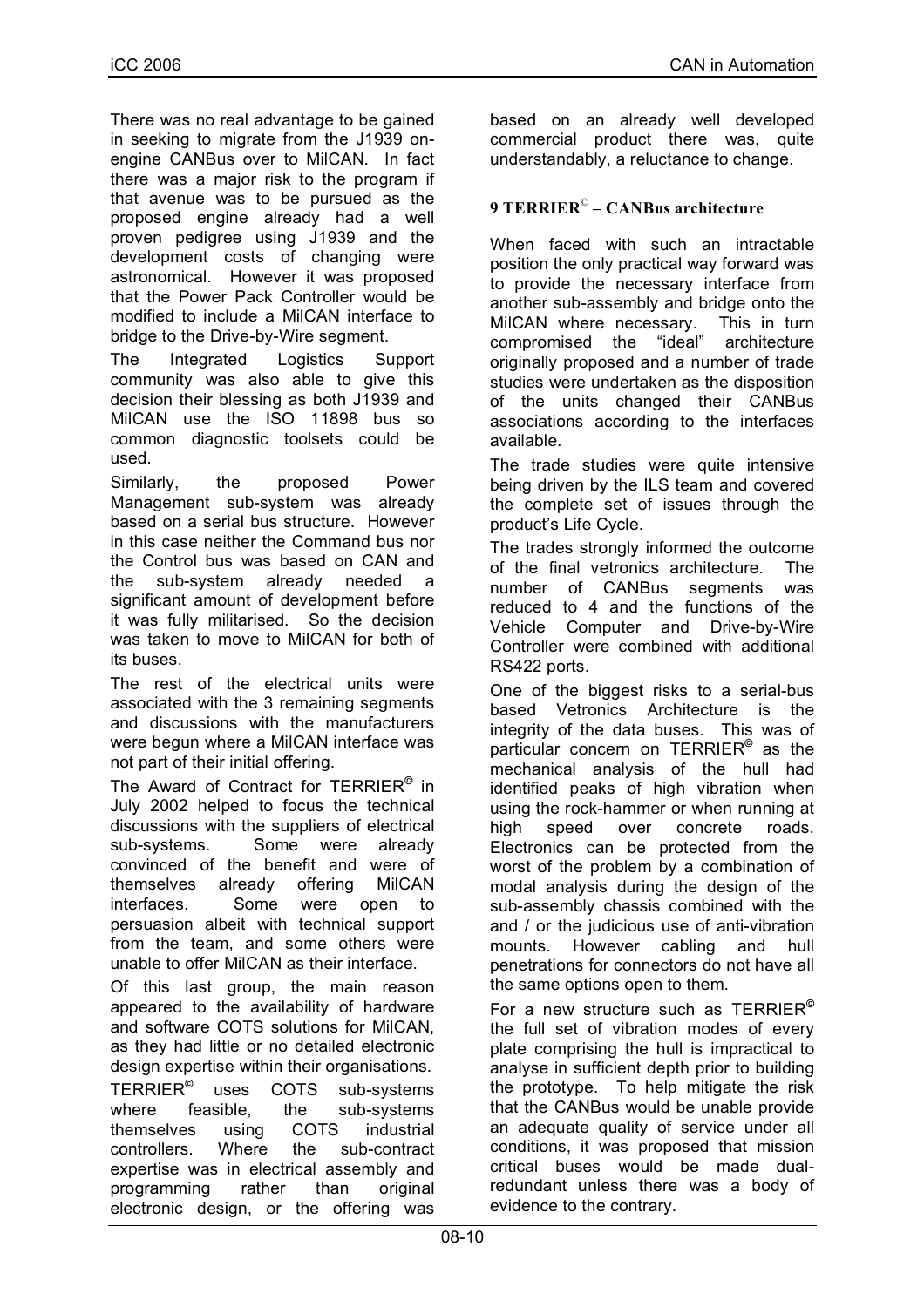There was no real advantage to be gained in seeking to migrate from the J1939 on-engine CANBus over to MilCAN. In fact there was a major risk to the program if that avenue was to be pursued as the proposed engine already had a well proven pedigree using J1939 and the development costs of changing were astronomical. However it was proposed that the Power Pack Controller would be modified to include a MilCAN interface to bridge to the Drive-by-Wire segment.

The Integrated Logistics Support community was also able to give this decision their blessing as both J1939 and MilCAN use the ISO 11898 bus so common diagnostic toolsets could be used.

Similarly, the proposed Power Management sub-system was already based on a serial bus structure. However in this case neither the Command bus nor the Control bus was based on CAN and the sub-system already needed a significant amount of development before it was fully militarised. So the decision was taken to move to MilCAN for both of its buses.

The rest of the electrical units were associated with the 3 remaining segments and discussions with the manufacturers were begun where a MilCAN interface was not part of their initial offering.

The Award of Contract for TERRIER© in July 2002 helped to focus the technical discussions with the suppliers of electrical sub-systems. Some were already convinced of the benefit and were of themselves already offering MilCAN interfaces. Some were open to persuasion albeit with technical support from the team, and some others were unable to offer MilCAN as their interface.

Of this last group, the main reason appeared to the availability of hardware and software COTS solutions for MilCAN, as they had little or no detailed electronic design expertise within their organisations.

TERRIER© uses COTS sub-systems where feasible, the sub-systems themselves using COTS industrial controllers. Where the sub-contract expertise was in electrical assembly and programming rather than original electronic design, or the offering was based on an already well developed commercial product there was, quite understandably, a reluctance to change.

## 9 TERRIER© – CANBus architecture

When faced with such an intractable position the only practical way forward was to provide the necessary interface from another sub-assembly and bridge onto the MilCAN where necessary. This in turn compromised the "ideal" architecture originally proposed and a number of trade studies were undertaken as the disposition of the units changed their CANBus associations according to the interfaces available.

The trade studies were quite intensive being driven by the ILS team and covered the complete set of issues through the product's Life Cycle.

The trades strongly informed the outcome of the final vetronics architecture. The number of CANBus segments was reduced to 4 and the functions of the Vehicle Computer and Drive-by-Wire Controller were combined with additional RS422 ports.

One of the biggest risks to a serial-bus based Vetronics Architecture is the integrity of the data buses. This was of particular concern on TERRIER© as the mechanical analysis of the hull had identified peaks of high vibration when using the rock-hammer or when running at high speed over concrete roads. Electronics can be protected from the worst of the problem by a combination of modal analysis during the design of the sub-assembly chassis combined with the and / or the judicious use of anti-vibration mounts. However cabling and hull penetrations for connectors do not have all the same options open to them.

For a new structure such as TERRIER© the full set of vibration modes of every plate comprising the hull is impractical to analyse in sufficient depth prior to building the prototype. To help mitigate the risk that the CANBus would be unable provide an adequate quality of service under all conditions, it was proposed that mission critical buses would be made dual-redundant unless there was a body of evidence to the contrary.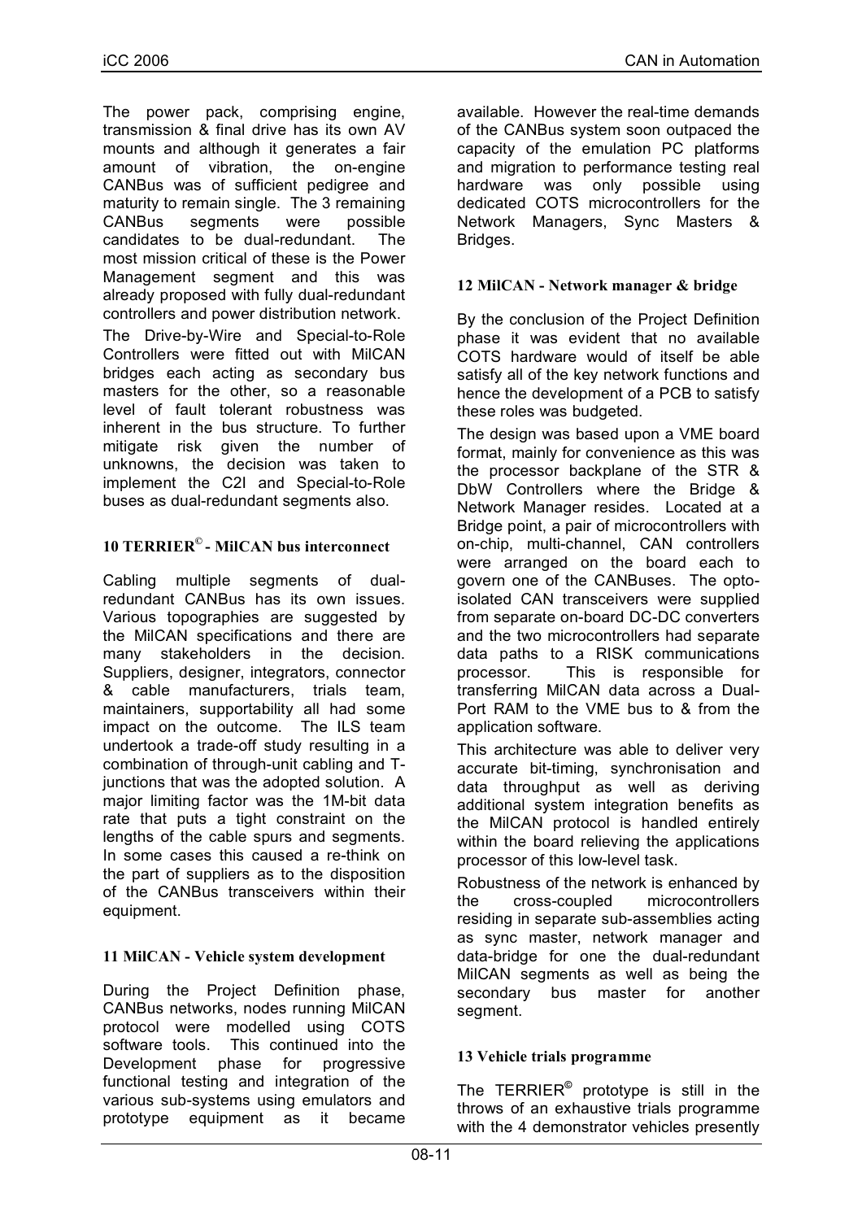The power pack, comprising engine, transmission & final drive has its own AV mounts and although it generates a fair amount of vibration, the on-engine CANBus was of sufficient pedigree and maturity to remain single. The 3 remaining CANBus segments were possible candidates to be dual-redundant. The most mission critical of these is the Power Management segment and this was already proposed with fully dual-redundant controllers and power distribution network.

The Drive-by-Wire and Special-to-Role Controllers were fitted out with MilCAN bridges each acting as secondary bus masters for the other, so a reasonable level of fault tolerant robustness was inherent in the bus structure. To further mitigate risk given the number of unknowns, the decision was taken to implement the C2I and Special-to-Role buses as dual-redundant segments also.

## 10 TERRIER© - MilCAN bus interconnect

Cabling multiple segments of dual-redundant CANBus has its own issues. Various topographies are suggested by the MilCAN specifications and there are many stakeholders in the decision. Suppliers, designer, integrators, connector & cable manufacturers, trials team, maintainers, supportability all had some impact on the outcome. The ILS team undertook a trade-off study resulting in a combination of through-unit cabling and T-junctions that was the adopted solution. A major limiting factor was the 1M-bit data rate that puts a tight constraint on the lengths of the cable spurs and segments. In some cases this caused a re-think on the part of suppliers as to the disposition of the CANBus transceivers within their equipment.

## 11 MilCAN - Vehicle system development

During the Project Definition phase, CANBus networks, nodes running MilCAN protocol were modelled using COTS software tools. This continued into the Development phase for progressive functional testing and integration of the various sub-systems using emulators and prototype equipment as it became available. However the real-time demands of the CANBus system soon outpaced the capacity of the emulation PC platforms and migration to performance testing real hardware was only possible using dedicated COTS microcontrollers for the Network Managers, Sync Masters & Bridges.

## 12 MilCAN - Network manager & bridge

By the conclusion of the Project Definition phase it was evident that no available COTS hardware would of itself be able satisfy all of the key network functions and hence the development of a PCB to satisfy these roles was budgeted.

The design was based upon a VME board format, mainly for convenience as this was the processor backplane of the STR & DbW Controllers where the Bridge & Network Manager resides. Located at a Bridge point, a pair of microcontrollers with on-chip, multi-channel, CAN controllers were arranged on the board each to govern one of the CANBuses. The opto-isolated CAN transceivers were supplied from separate on-board DC-DC converters and the two microcontrollers had separate data paths to a RISK communications processor. This is responsible for transferring MilCAN data across a Dual-Port RAM to the VME bus to & from the application software.

This architecture was able to deliver very accurate bit-timing, synchronisation and data throughput as well as deriving additional system integration benefits as the MilCAN protocol is handled entirely within the board relieving the applications processor of this low-level task.

Robustness of the network is enhanced by the cross-coupled microcontrollers residing in separate sub-assemblies acting as sync master, network manager and data-bridge for one the dual-redundant MilCAN segments as well as being the secondary bus master for another segment.

## 13 Vehicle trials programme

The TERRIER® prototype is still in the throws of an exhaustive trials programme with the 4 demonstrator vehicles presently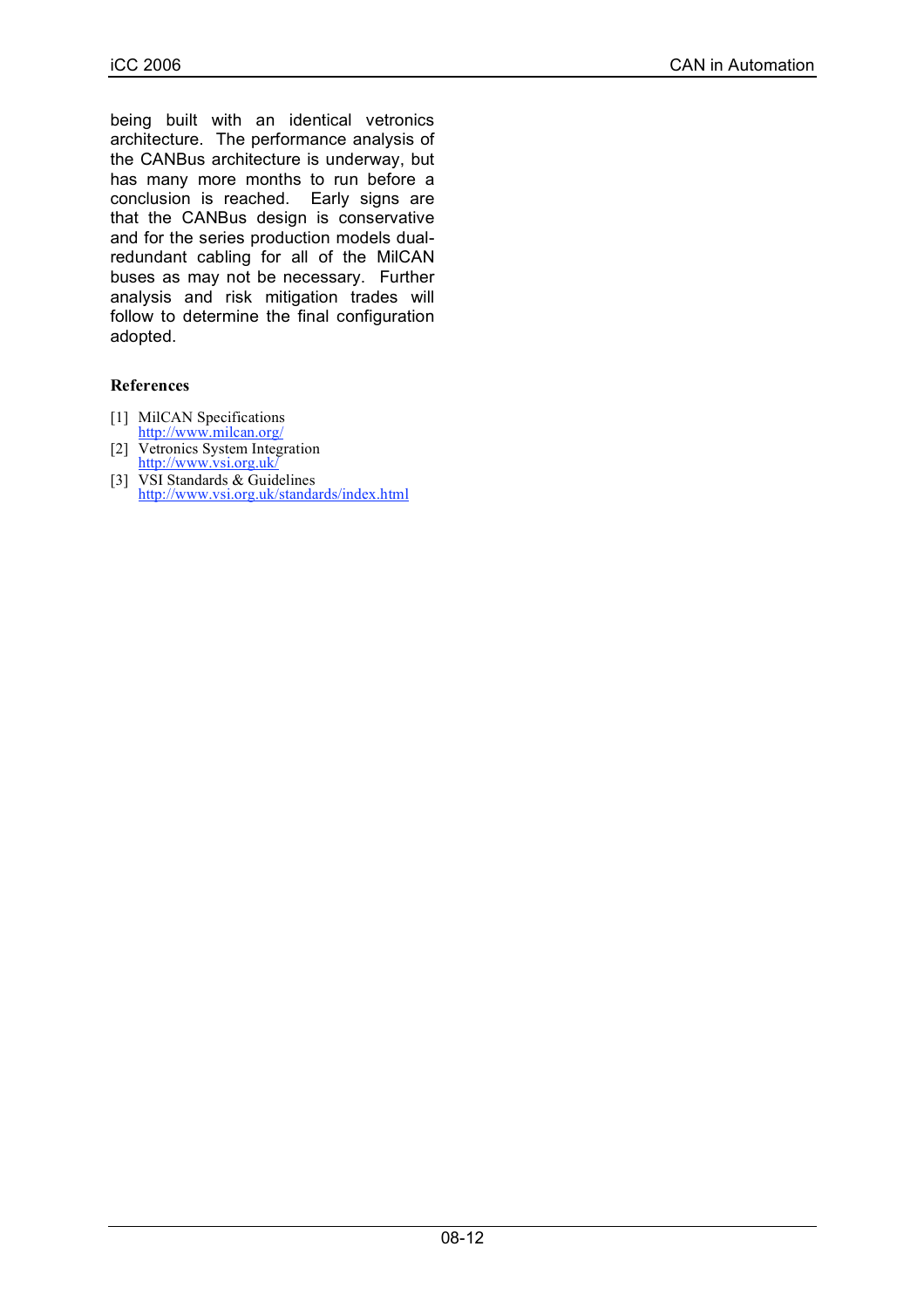being built with an identical vetronics architecture. The performance analysis of the CANBus architecture is underway, but has many more months to run before a conclusion is reached. Early signs are that the CANBus design is conservative and for the series production models dual-redundant cabling for all of the MilCAN buses as may not be necessary. Further analysis and risk mitigation trades will follow to determine the final configuration adopted.

### References

[1] MilCAN Specifications
http://www.milcan.org/

[2] Vetronics System Integration
http://www.vsi.org.uk/

[3] VSI Standards & Guidelines
http://www.vsi.org.uk/standards/index.html